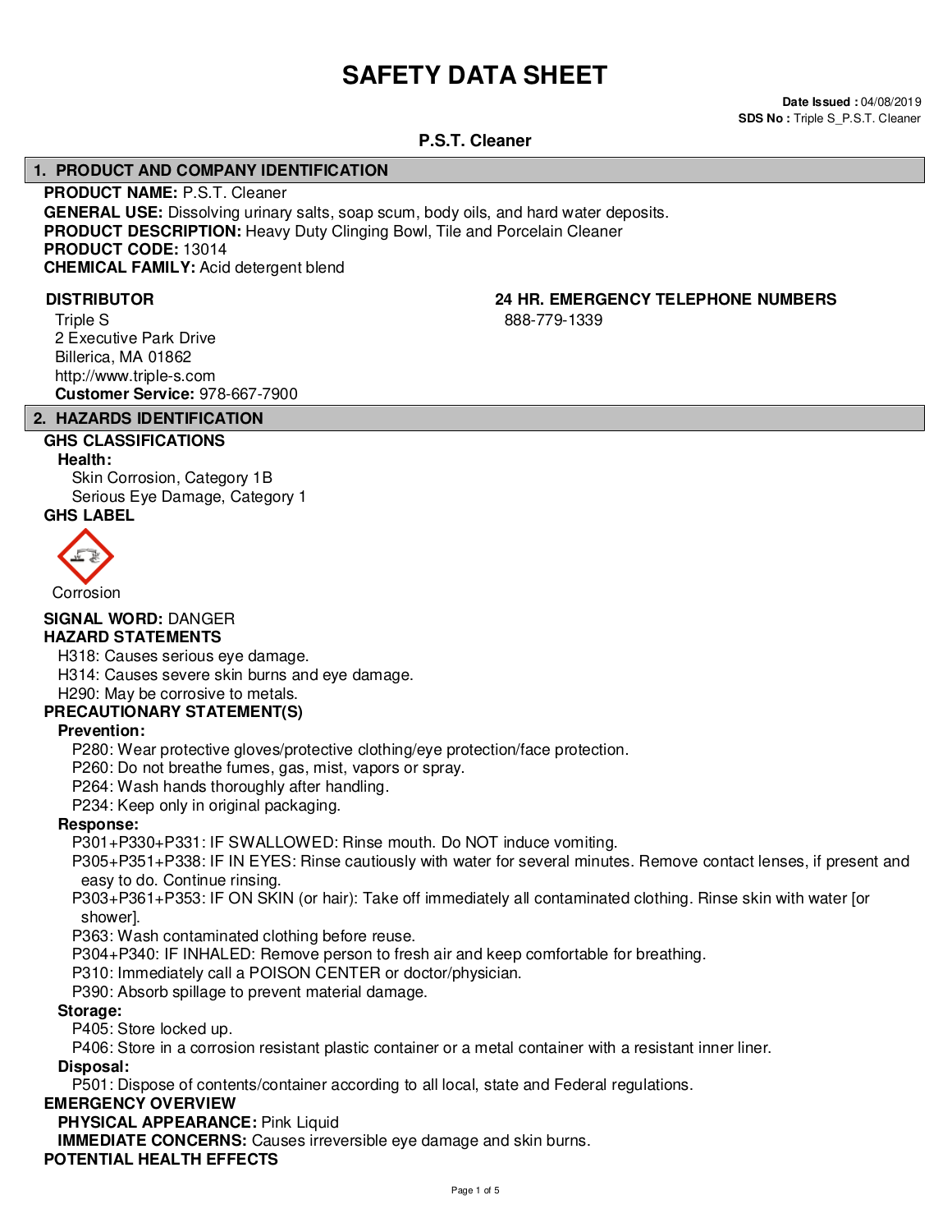# SAFETY DATA SHEET

**Date Issued :** 04/08/2019
**SDS No :** Triple S_P.S.T. Cleaner

## P.S.T. Cleaner

## 1. PRODUCT AND COMPANY IDENTIFICATION

**PRODUCT NAME:** P.S.T. Cleaner
**GENERAL USE:** Dissolving urinary salts, soap scum, body oils, and hard water deposits.
**PRODUCT DESCRIPTION:** Heavy Duty Clinging Bowl, Tile and Porcelain Cleaner
**PRODUCT CODE:** 13014
**CHEMICAL FAMILY:** Acid detergent blend

**DISTRIBUTOR**

Triple S
2 Executive Park Drive
Billerica, MA 01862
http://www.triple-s.com
**Customer Service:** 978-667-7900

**24 HR. EMERGENCY TELEPHONE NUMBERS**

888-779-1339

## 2. HAZARDS IDENTIFICATION

**GHS CLASSIFICATIONS**

**Health:**

Skin Corrosion, Category 1B
Serious Eye Damage, Category 1

**GHS LABEL**

Corrosion

**SIGNAL WORD:** DANGER

**HAZARD STATEMENTS**

H318: Causes serious eye damage.
H314: Causes severe skin burns and eye damage.
H290: May be corrosive to metals.

**PRECAUTIONARY STATEMENT(S)**

**Prevention:**

P280: Wear protective gloves/protective clothing/eye protection/face protection.
P260: Do not breathe fumes, gas, mist, vapors or spray.
P264: Wash hands thoroughly after handling.
P234: Keep only in original packaging.

**Response:**

P301+P330+P331: IF SWALLOWED: Rinse mouth. Do NOT induce vomiting.
P305+P351+P338: IF IN EYES: Rinse cautiously with water for several minutes. Remove contact lenses, if present and easy to do. Continue rinsing.
P303+P361+P353: IF ON SKIN (or hair): Take off immediately all contaminated clothing. Rinse skin with water [or shower].
P363: Wash contaminated clothing before reuse.
P304+P340: IF INHALED: Remove person to fresh air and keep comfortable for breathing.
P310: Immediately call a POISON CENTER or doctor/physician.
P390: Absorb spillage to prevent material damage.

**Storage:**

P405: Store locked up.
P406: Store in a corrosion resistant plastic container or a metal container with a resistant inner liner.

**Disposal:**

P501: Dispose of contents/container according to all local, state and Federal regulations.

**EMERGENCY OVERVIEW**

**PHYSICAL APPEARANCE:** Pink Liquid
**IMMEDIATE CONCERNS:** Causes irreversible eye damage and skin burns.

**POTENTIAL HEALTH EFFECTS**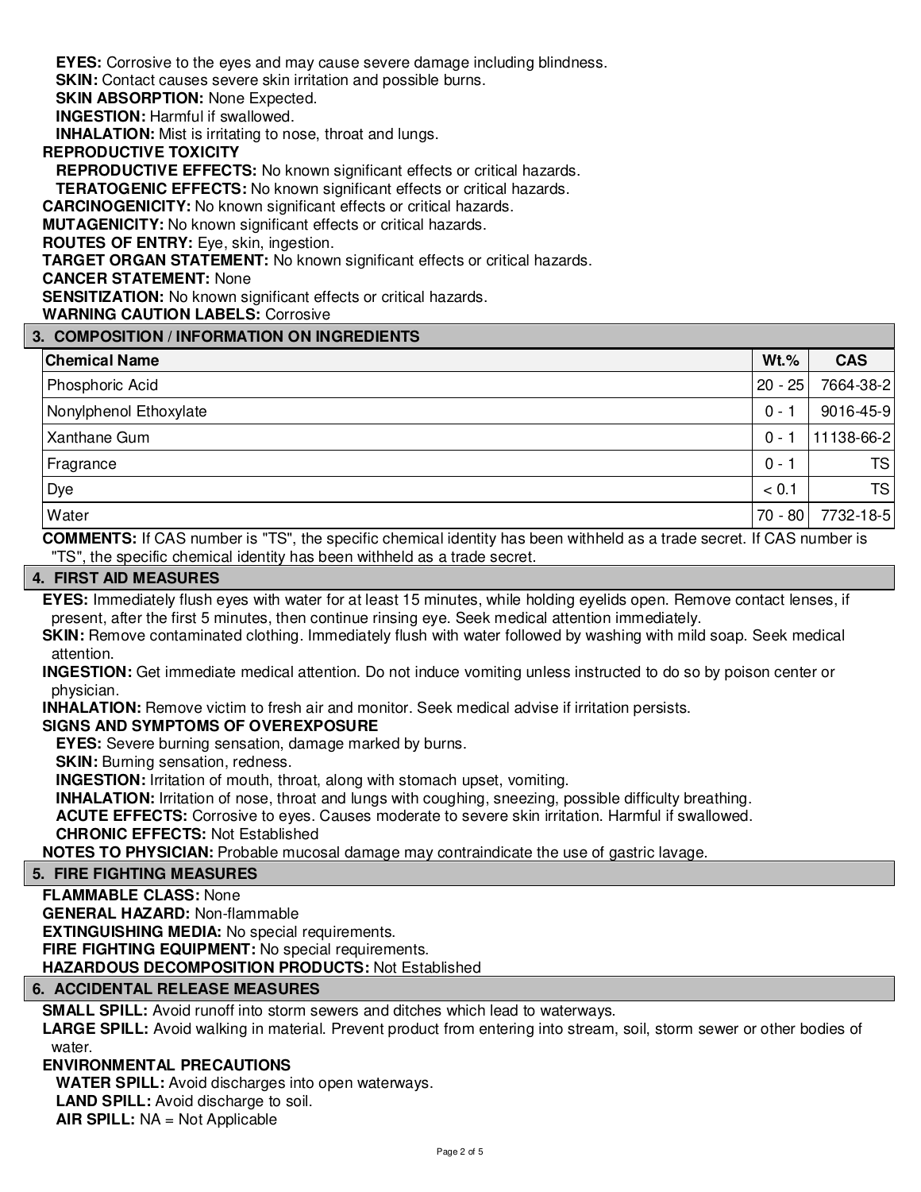**EYES:** Corrosive to the eyes and may cause severe damage including blindness.
**SKIN:** Contact causes severe skin irritation and possible burns.
**SKIN ABSORPTION:** None Expected.
**INGESTION:** Harmful if swallowed.
**INHALATION:** Mist is irritating to nose, throat and lungs.

**REPRODUCTIVE TOXICITY**

**REPRODUCTIVE EFFECTS:** No known significant effects or critical hazards.
**TERATOGENIC EFFECTS:** No known significant effects or critical hazards.

**CARCINOGENICITY:** No known significant effects or critical hazards.
**MUTAGENICITY:** No known significant effects or critical hazards.
**ROUTES OF ENTRY:** Eye, skin, ingestion.
**TARGET ORGAN STATEMENT:** No known significant effects or critical hazards.
**CANCER STATEMENT:** None
**SENSITIZATION:** No known significant effects or critical hazards.
**WARNING CAUTION LABELS:** Corrosive

## 3. COMPOSITION / INFORMATION ON INGREDIENTS

| Chemical Name | Wt.% | CAS |
|---|---|---|
| Phosphoric Acid | 20 - 25 | 7664-38-2 |
| Nonylphenol Ethoxylate | 0 - 1 | 9016-45-9 |
| Xanthane Gum | 0 - 1 | 11138-66-2 |
| Fragrance | 0 - 1 | TS |
| Dye | < 0.1 | TS |
| Water | 70 - 80 | 7732-18-5 |

**COMMENTS:** If CAS number is "TS", the specific chemical identity has been withheld as a trade secret. If CAS number is "TS", the specific chemical identity has been withheld as a trade secret.

## 4. FIRST AID MEASURES

**EYES:** Immediately flush eyes with water for at least 15 minutes, while holding eyelids open. Remove contact lenses, if present, after the first 5 minutes, then continue rinsing eye. Seek medical attention immediately.
**SKIN:** Remove contaminated clothing. Immediately flush with water followed by washing with mild soap. Seek medical attention.
**INGESTION:** Get immediate medical attention. Do not induce vomiting unless instructed to do so by poison center or physician.
**INHALATION:** Remove victim to fresh air and monitor. Seek medical advise if irritation persists.

**SIGNS AND SYMPTOMS OF OVEREXPOSURE**

**EYES:** Severe burning sensation, damage marked by burns.
**SKIN:** Burning sensation, redness.
**INGESTION:** Irritation of mouth, throat, along with stomach upset, vomiting.
**INHALATION:** Irritation of nose, throat and lungs with coughing, sneezing, possible difficulty breathing.
**ACUTE EFFECTS:** Corrosive to eyes. Causes moderate to severe skin irritation. Harmful if swallowed.
**CHRONIC EFFECTS:** Not Established

**NOTES TO PHYSICIAN:** Probable mucosal damage may contraindicate the use of gastric lavage.

## 5. FIRE FIGHTING MEASURES

**FLAMMABLE CLASS:** None
**GENERAL HAZARD:** Non-flammable
**EXTINGUISHING MEDIA:** No special requirements.
**FIRE FIGHTING EQUIPMENT:** No special requirements.
**HAZARDOUS DECOMPOSITION PRODUCTS:** Not Established

## 6. ACCIDENTAL RELEASE MEASURES

**SMALL SPILL:** Avoid runoff into storm sewers and ditches which lead to waterways.
**LARGE SPILL:** Avoid walking in material. Prevent product from entering into stream, soil, storm sewer or other bodies of water.

**ENVIRONMENTAL PRECAUTIONS**

**WATER SPILL:** Avoid discharges into open waterways.
**LAND SPILL:** Avoid discharge to soil.
**AIR SPILL:** NA = Not Applicable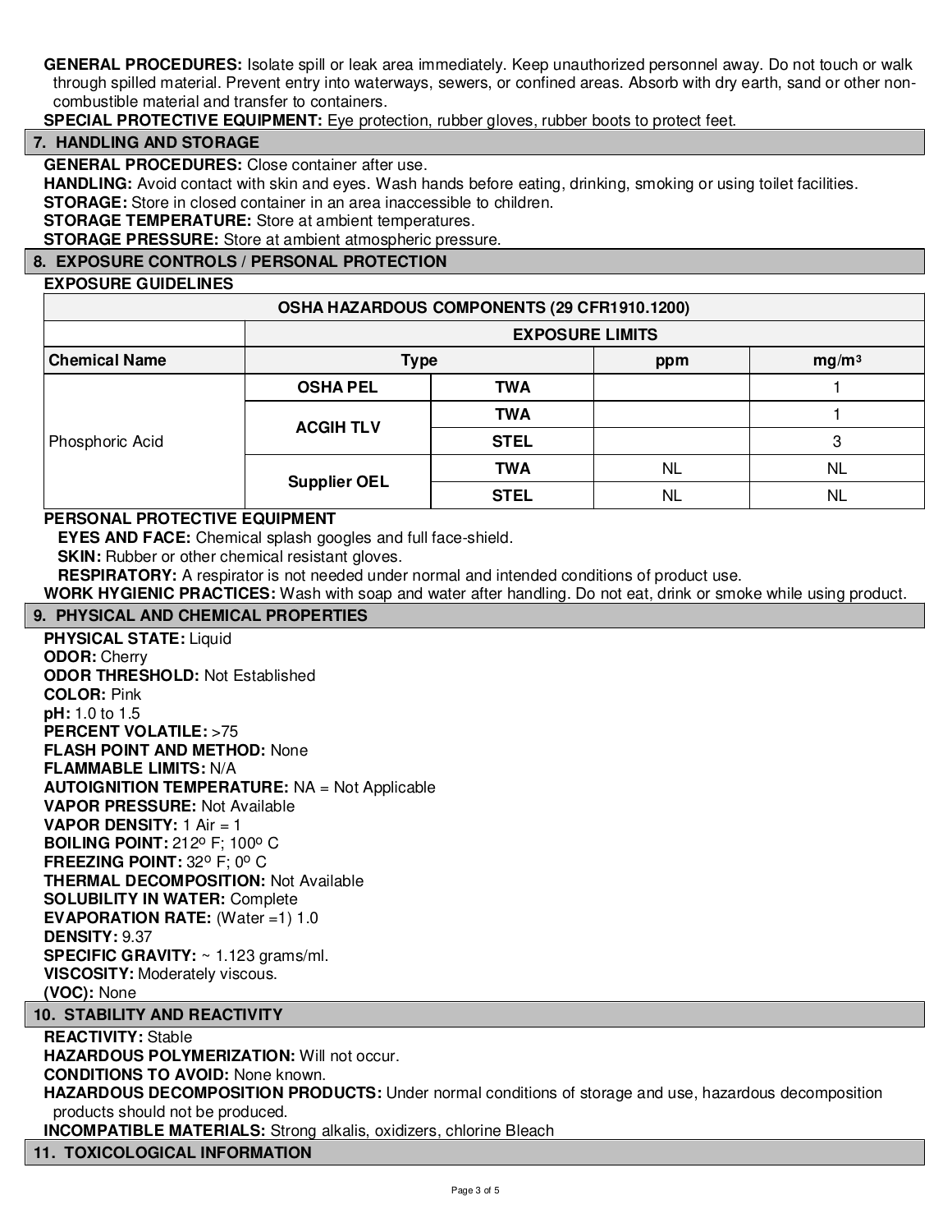**GENERAL PROCEDURES:** Isolate spill or leak area immediately. Keep unauthorized personnel away. Do not touch or walk through spilled material. Prevent entry into waterways, sewers, or confined areas. Absorb with dry earth, sand or other non-combustible material and transfer to containers.

**SPECIAL PROTECTIVE EQUIPMENT:** Eye protection, rubber gloves, rubber boots to protect feet.

## 7. HANDLING AND STORAGE

**GENERAL PROCEDURES:** Close container after use.

**HANDLING:** Avoid contact with skin and eyes. Wash hands before eating, drinking, smoking or using toilet facilities.

**STORAGE:** Store in closed container in an area inaccessible to children.

**STORAGE TEMPERATURE:** Store at ambient temperatures.

**STORAGE PRESSURE:** Store at ambient atmospheric pressure.

## 8. EXPOSURE CONTROLS / PERSONAL PROTECTION

**EXPOSURE GUIDELINES**

| OSHA HAZARDOUS COMPONENTS (29 CFR1910.1200) | | | | |
|---|---|---|---|---|
| | EXPOSURE LIMITS | | | |
| **Chemical Name** | **Type** | | **ppm** | **mg/m³** |
| Phosphoric Acid | **OSHA PEL** | **TWA** | | 1 |
| | **ACGIH TLV** | **TWA** | | 1 |
| | | **STEL** | | 3 |
| | **Supplier OEL** | **TWA** | NL | NL |
| | | **STEL** | NL | NL |

**PERSONAL PROTECTIVE EQUIPMENT**

**EYES AND FACE:** Chemical splash googles and full face-shield.

**SKIN:** Rubber or other chemical resistant gloves.

**RESPIRATORY:** A respirator is not needed under normal and intended conditions of product use.

**WORK HYGIENIC PRACTICES:** Wash with soap and water after handling. Do not eat, drink or smoke while using product.

## 9. PHYSICAL AND CHEMICAL PROPERTIES

**PHYSICAL STATE:** Liquid
**ODOR:** Cherry
**ODOR THRESHOLD:** Not Established
**COLOR:** Pink
**pH:** 1.0 to 1.5
**PERCENT VOLATILE:** >75
**FLASH POINT AND METHOD:** None
**FLAMMABLE LIMITS:** N/A
**AUTOIGNITION TEMPERATURE:** NA = Not Applicable
**VAPOR PRESSURE:** Not Available
**VAPOR DENSITY:** 1 Air = 1
**BOILING POINT:** 212º F; 100º C
**FREEZING POINT:** 32º F; 0º C
**THERMAL DECOMPOSITION:** Not Available
**SOLUBILITY IN WATER:** Complete
**EVAPORATION RATE:** (Water =1) 1.0
**DENSITY:** 9.37
**SPECIFIC GRAVITY:** ~ 1.123 grams/ml.
**VISCOSITY:** Moderately viscous.
**(VOC):** None

## 10. STABILITY AND REACTIVITY

**REACTIVITY:** Stable

**HAZARDOUS POLYMERIZATION:** Will not occur.

**CONDITIONS TO AVOID:** None known.

**HAZARDOUS DECOMPOSITION PRODUCTS:** Under normal conditions of storage and use, hazardous decomposition products should not be produced.

**INCOMPATIBLE MATERIALS:** Strong alkalis, oxidizers, chlorine Bleach

## 11. TOXICOLOGICAL INFORMATION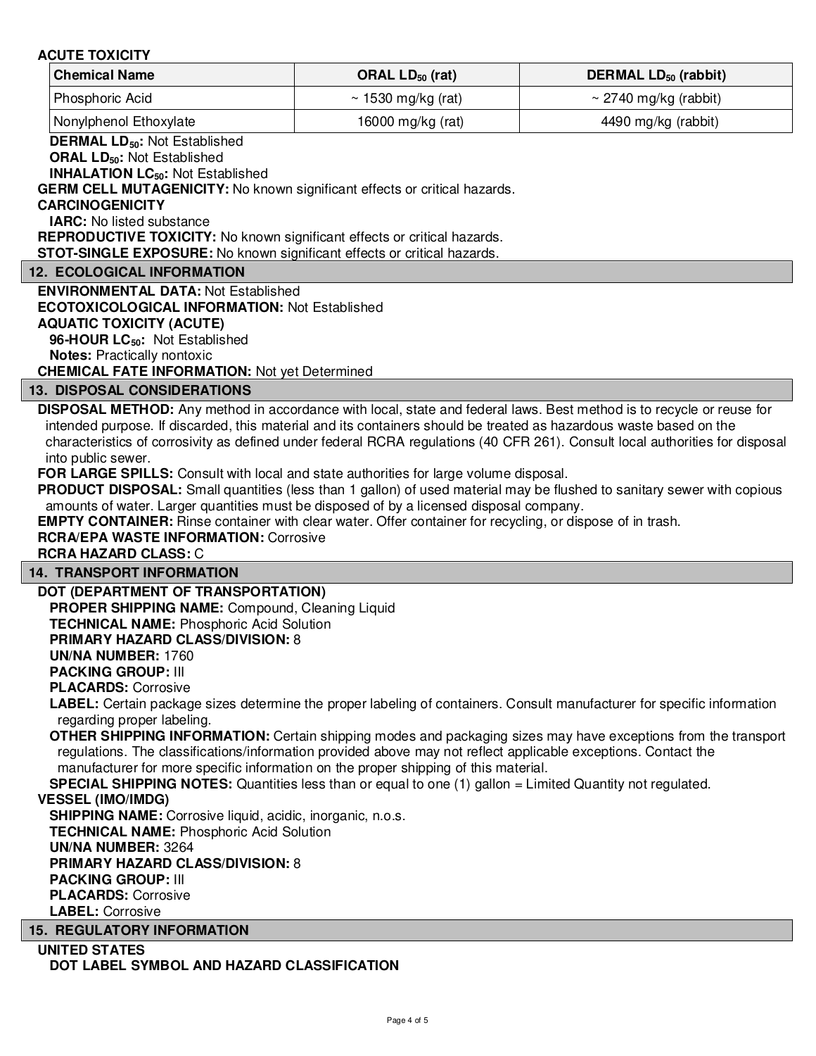**ACUTE TOXICITY**

| Chemical Name | ORAL $LD_{50}$ (rat) | DERMAL $LD_{50}$ (rabbit) |
|---|---|---|
| Phosphoric Acid | ~ 1530 mg/kg (rat) | ~ 2740 mg/kg (rabbit) |
| Nonylphenol Ethoxylate | 16000 mg/kg (rat) | 4490 mg/kg (rabbit) |

**DERMAL $LD_{50}$:** Not Established
**ORAL $LD_{50}$:** Not Established
**INHALATION $LC_{50}$:** Not Established
**GERM CELL MUTAGENICITY:** No known significant effects or critical hazards.
**CARCINOGENICITY**
**IARC:** No listed substance
**REPRODUCTIVE TOXICITY:** No known significant effects or critical hazards.
**STOT-SINGLE EXPOSURE:** No known significant effects or critical hazards.

## 12. ECOLOGICAL INFORMATION

**ENVIRONMENTAL DATA:** Not Established
**ECOTOXICOLOGICAL INFORMATION:** Not Established
**AQUATIC TOXICITY (ACUTE)**
**96-HOUR $LC_{50}$:** Not Established
**Notes:** Practically nontoxic
**CHEMICAL FATE INFORMATION:** Not yet Determined

## 13. DISPOSAL CONSIDERATIONS

**DISPOSAL METHOD:** Any method in accordance with local, state and federal laws. Best method is to recycle or reuse for intended purpose. If discarded, this material and its containers should be treated as hazardous waste based on the characteristics of corrosivity as defined under federal RCRA regulations (40 CFR 261). Consult local authorities for disposal into public sewer.
**FOR LARGE SPILLS:** Consult with local and state authorities for large volume disposal.
**PRODUCT DISPOSAL:** Small quantities (less than 1 gallon) of used material may be flushed to sanitary sewer with copious amounts of water. Larger quantities must be disposed of by a licensed disposal company.
**EMPTY CONTAINER:** Rinse container with clear water. Offer container for recycling, or dispose of in trash.
**RCRA/EPA WASTE INFORMATION:** Corrosive
**RCRA HAZARD CLASS:** C

## 14. TRANSPORT INFORMATION

**DOT (DEPARTMENT OF TRANSPORTATION)**
**PROPER SHIPPING NAME:** Compound, Cleaning Liquid
**TECHNICAL NAME:** Phosphoric Acid Solution
**PRIMARY HAZARD CLASS/DIVISION:** 8
**UN/NA NUMBER:** 1760
**PACKING GROUP:** III
**PLACARDS:** Corrosive
**LABEL:** Certain package sizes determine the proper labeling of containers. Consult manufacturer for specific information regarding proper labeling.
**OTHER SHIPPING INFORMATION:** Certain shipping modes and packaging sizes may have exceptions from the transport regulations. The classifications/information provided above may not reflect applicable exceptions. Contact the manufacturer for more specific information on the proper shipping of this material.
**SPECIAL SHIPPING NOTES:** Quantities less than or equal to one (1) gallon = Limited Quantity not regulated.
**VESSEL (IMO/IMDG)**
**SHIPPING NAME:** Corrosive liquid, acidic, inorganic, n.o.s.
**TECHNICAL NAME:** Phosphoric Acid Solution
**UN/NA NUMBER:** 3264
**PRIMARY HAZARD CLASS/DIVISION:** 8
**PACKING GROUP:** III
**PLACARDS:** Corrosive
**LABEL:** Corrosive

## 15. REGULATORY INFORMATION

**UNITED STATES**
**DOT LABEL SYMBOL AND HAZARD CLASSIFICATION**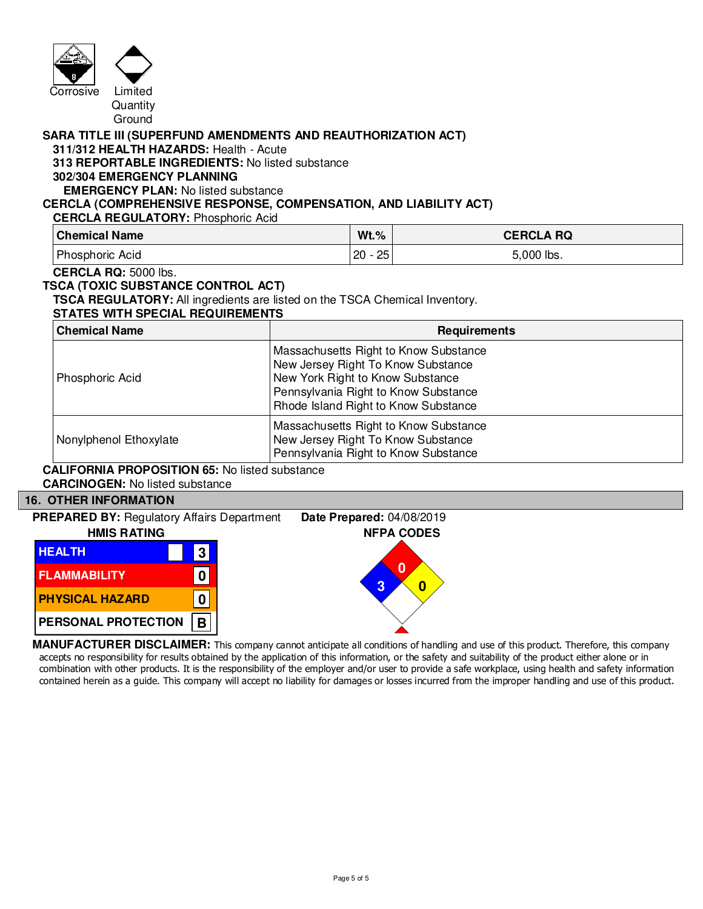Corrosive

Limited Quantity Ground

**SARA TITLE III (SUPERFUND AMENDMENTS AND REAUTHORIZATION ACT)**

**311/312 HEALTH HAZARDS:** Health - Acute

**313 REPORTABLE INGREDIENTS:** No listed substance

**302/304 EMERGENCY PLANNING**

**EMERGENCY PLAN:** No listed substance

**CERCLA (COMPREHENSIVE RESPONSE, COMPENSATION, AND LIABILITY ACT)**

**CERCLA REGULATORY:** Phosphoric Acid

| Chemical Name | Wt.% | CERCLA RQ |
|---|---|---|
| Phosphoric Acid | 20 - 25 | 5,000 lbs. |

**CERCLA RQ:** 5000 lbs.

**TSCA (TOXIC SUBSTANCE CONTROL ACT)**

**TSCA REGULATORY:** All ingredients are listed on the TSCA Chemical Inventory.

**STATES WITH SPECIAL REQUIREMENTS**

| Chemical Name | Requirements |
|---|---|
| Phosphoric Acid | Massachusetts Right to Know Substance<br>New Jersey Right To Know Substance<br>New York Right to Know Substance<br>Pennsylvania Right to Know Substance<br>Rhode Island Right to Know Substance |
| Nonylphenol Ethoxylate | Massachusetts Right to Know Substance<br>New Jersey Right To Know Substance<br>Pennsylvania Right to Know Substance |

**CALIFORNIA PROPOSITION 65:** No listed substance

**CARCINOGEN:** No listed substance

## 16. OTHER INFORMATION

**PREPARED BY:** Regulatory Affairs Department

**Date Prepared:** 04/08/2019

**HMIS RATING**

| | |
|---|---|
| HEALTH | 3 |
| FLAMMABILITY | 0 |
| PHYSICAL HAZARD | 0 |
| PERSONAL PROTECTION | B |

**NFPA CODES**

0

3

0

**MANUFACTURER DISCLAIMER:** This company cannot anticipate all conditions of handling and use of this product. Therefore, this company accepts no responsibility for results obtained by the application of this information, or the safety and suitability of the product either alone or in combination with other products. It is the responsibility of the employer and/or user to provide a safe workplace, using health and safety information contained herein as a guide. This company will accept no liability for damages or losses incurred from the improper handling and use of this product.